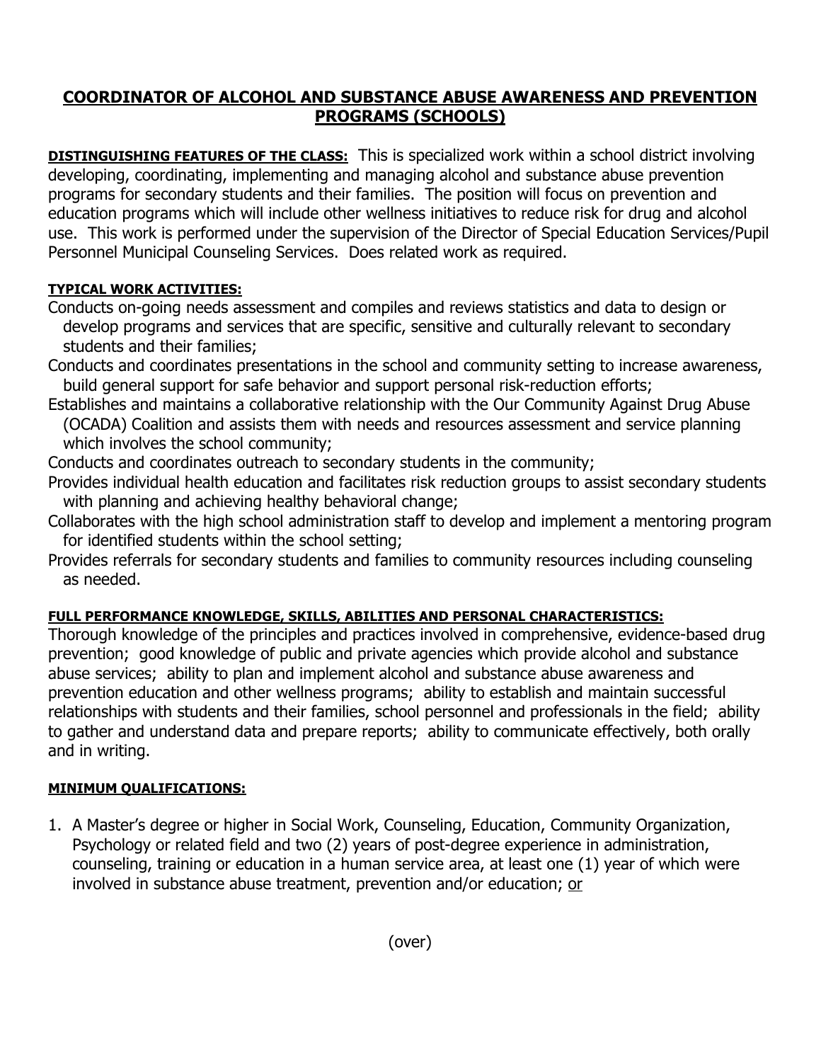# COORDINATOR OF ALCOHOL AND SUBSTANCE ABUSE AWARENESS AND PREVENTION PROGRAMS (SCHOOLS)

**DISTINGUISHING FEATURES OF THE CLASS:** This is specialized work within a school district involving developing, coordinating, implementing and managing alcohol and substance abuse prevention programs for secondary students and their families. The position will focus on prevention and education programs which will include other wellness initiatives to reduce risk for drug and alcohol use. This work is performed under the supervision of the Director of Special Education Services/Pupil Personnel Municipal Counseling Services. Does related work as required.

**TYPICAL WORK ACTIVITIES:**

Conducts on-going needs assessment and compiles and reviews statistics and data to design or develop programs and services that are specific, sensitive and culturally relevant to secondary students and their families;

Conducts and coordinates presentations in the school and community setting to increase awareness, build general support for safe behavior and support personal risk-reduction efforts;

Establishes and maintains a collaborative relationship with the Our Community Against Drug Abuse (OCADA) Coalition and assists them with needs and resources assessment and service planning which involves the school community;

Conducts and coordinates outreach to secondary students in the community;

Provides individual health education and facilitates risk reduction groups to assist secondary students with planning and achieving healthy behavioral change;

Collaborates with the high school administration staff to develop and implement a mentoring program for identified students within the school setting;

Provides referrals for secondary students and families to community resources including counseling as needed.

**FULL PERFORMANCE KNOWLEDGE, SKILLS, ABILITIES AND PERSONAL CHARACTERISTICS:**

Thorough knowledge of the principles and practices involved in comprehensive, evidence-based drug prevention; good knowledge of public and private agencies which provide alcohol and substance abuse services; ability to plan and implement alcohol and substance abuse awareness and prevention education and other wellness programs; ability to establish and maintain successful relationships with students and their families, school personnel and professionals in the field; ability to gather and understand data and prepare reports; ability to communicate effectively, both orally and in writing.

**MINIMUM QUALIFICATIONS:**

1. A Master's degree or higher in Social Work, Counseling, Education, Community Organization, Psychology or related field and two (2) years of post-degree experience in administration, counseling, training or education in a human service area, at least one (1) year of which were involved in substance abuse treatment, prevention and/or education; or

(over)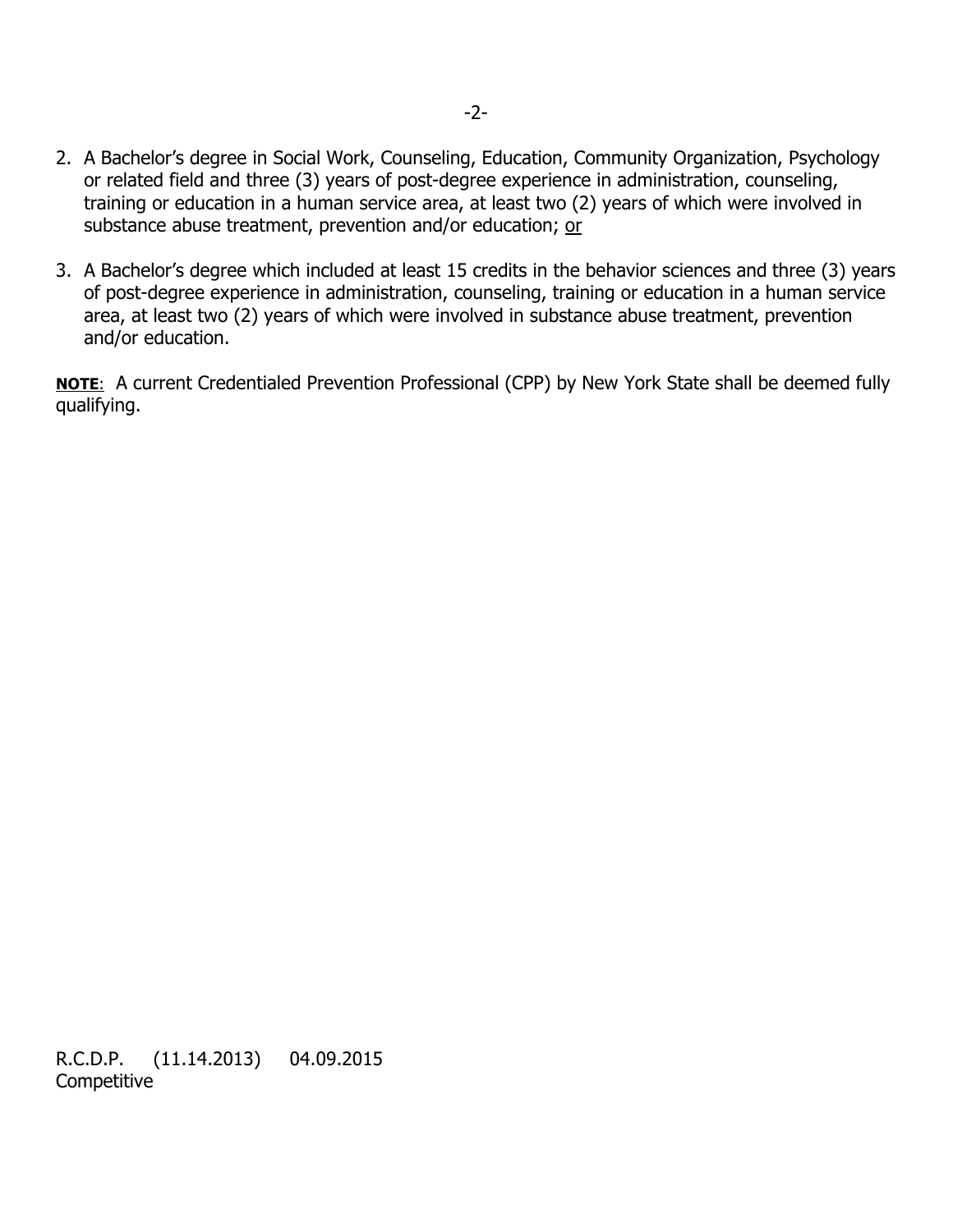2. A Bachelor's degree in Social Work, Counseling, Education, Community Organization, Psychology or related field and three (3) years of post-degree experience in administration, counseling, training or education in a human service area, at least two (2) years of which were involved in substance abuse treatment, prevention and/or education; <u>or</u>

3. A Bachelor's degree which included at least 15 credits in the behavior sciences and three (3) years of post-degree experience in administration, counseling, training or education in a human service area, at least two (2) years of which were involved in substance abuse treatment, prevention and/or education.

**<u>NOTE</u>**: A current Credentialed Prevention Professional (CPP) by New York State shall be deemed fully qualifying.

R.C.D.P. (11.14.2013) 04.09.2015
Competitive